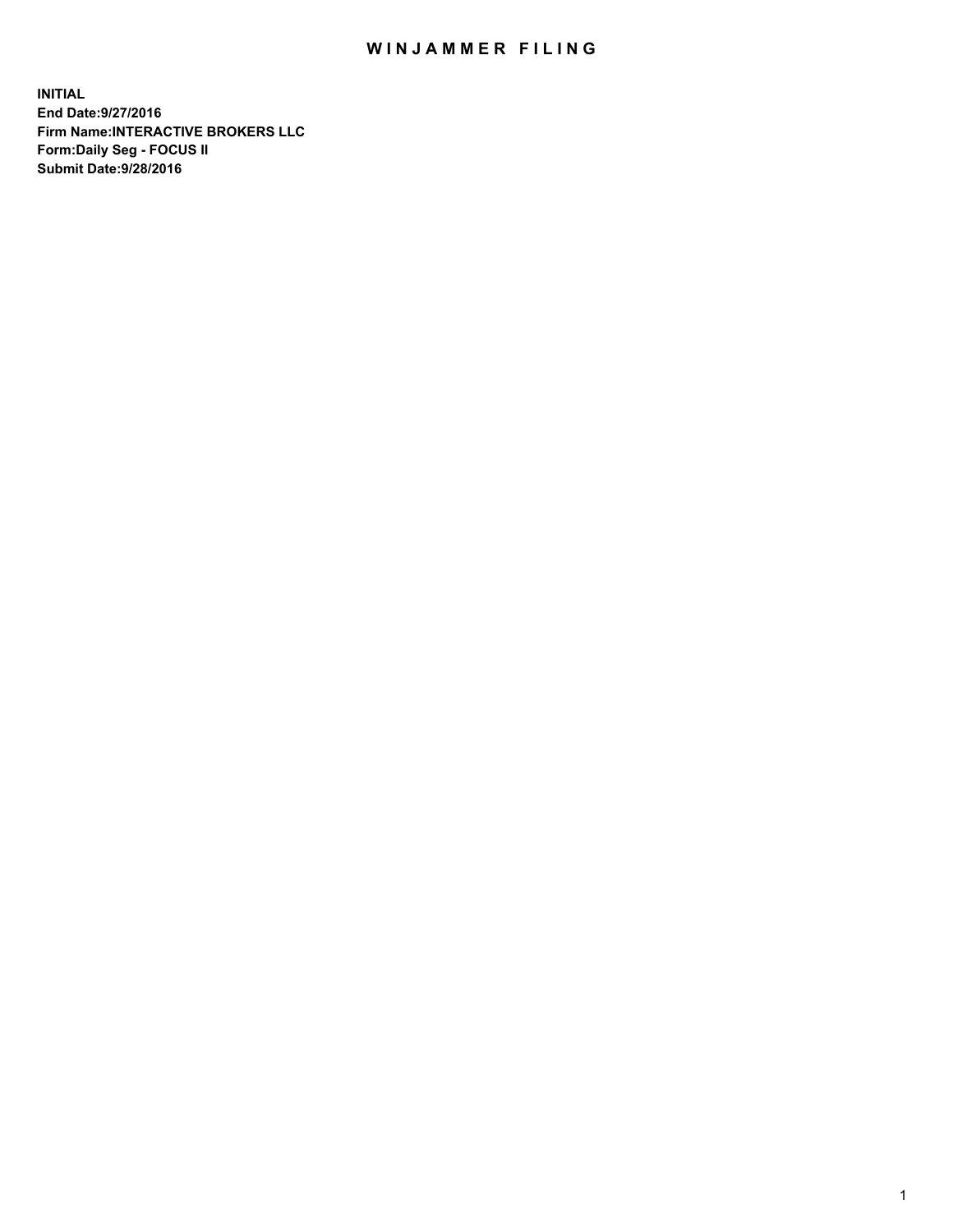# WINJAMMER FILING

**INITIAL**
**End Date:9/27/2016**
**Firm Name:INTERACTIVE BROKERS LLC**
**Form:Daily Seg - FOCUS II**
**Submit Date:9/28/2016**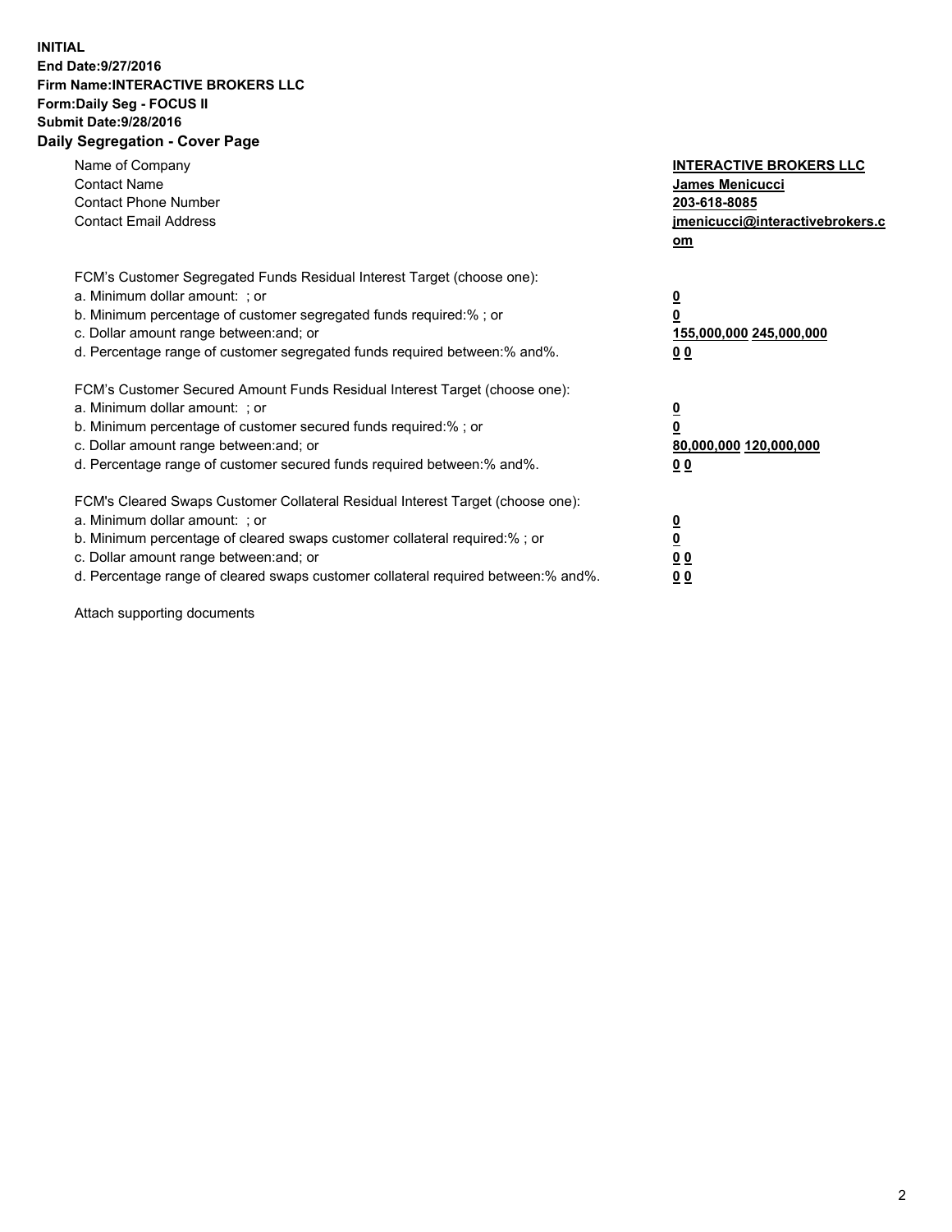**INITIAL**
**End Date:9/27/2016**
**Firm Name:INTERACTIVE BROKERS LLC**
**Form:Daily Seg - FOCUS II**
**Submit Date:9/28/2016**
**Daily Segregation - Cover Page**

| | |
|---|---|
| Name of Company | **INTERACTIVE BROKERS LLC** |
| Contact Name | **James Menicucci** |
| Contact Phone Number | **203-618-8085** |
| Contact Email Address | **jmenicucci@interactivebrokers.com** |

FCM's Customer Segregated Funds Residual Interest Target (choose one):

| | |
|---|---|
| a. Minimum dollar amount: ; or | **0** |
| b. Minimum percentage of customer segregated funds required:% ; or | **0** |
| c. Dollar amount range between:and; or | **155,000,000 245,000,000** |
| d. Percentage range of customer segregated funds required between:% and%. | **0 0** |

FCM's Customer Secured Amount Funds Residual Interest Target (choose one):

| | |
|---|---|
| a. Minimum dollar amount: ; or | **0** |
| b. Minimum percentage of customer secured funds required:% ; or | **0** |
| c. Dollar amount range between:and; or | **80,000,000 120,000,000** |
| d. Percentage range of customer secured funds required between:% and%. | **0 0** |

FCM's Cleared Swaps Customer Collateral Residual Interest Target (choose one):

| | |
|---|---|
| a. Minimum dollar amount: ; or | **0** |
| b. Minimum percentage of cleared swaps customer collateral required:% ; or | **0** |
| c. Dollar amount range between:and; or | **0 0** |
| d. Percentage range of cleared swaps customer collateral required between:% and%. | **0 0** |

Attach supporting documents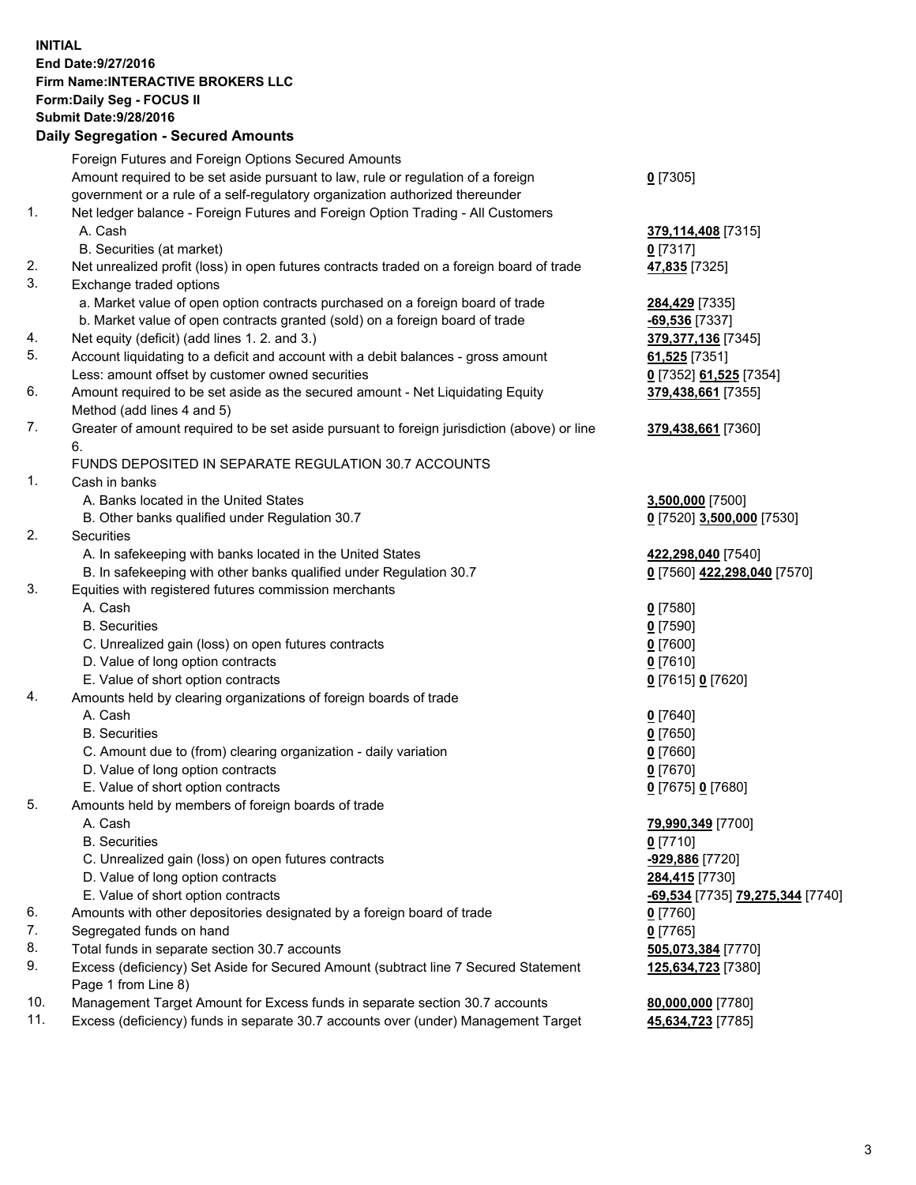**INITIAL**
**End Date:9/27/2016**
**Firm Name:INTERACTIVE BROKERS LLC**
**Form:Daily Seg - FOCUS II**
**Submit Date:9/28/2016**

### Daily Segregation - Secured Amounts

| | | |
|---|---|---|
| | Foreign Futures and Foreign Options Secured Amounts | |
| | Amount required to be set aside pursuant to law, rule or regulation of a foreign government or a rule of a self-regulatory organization authorized thereunder | **0** [7305] |
| 1. | Net ledger balance - Foreign Futures and Foreign Option Trading - All Customers | |
| | A. Cash | **379,114,408** [7315] |
| | B. Securities (at market) | **0** [7317] |
| 2. | Net unrealized profit (loss) in open futures contracts traded on a foreign board of trade | **47,835** [7325] |
| 3. | Exchange traded options | |
| | a. Market value of open option contracts purchased on a foreign board of trade | **284,429** [7335] |
| | b. Market value of open contracts granted (sold) on a foreign board of trade | **-69,536** [7337] |
| 4. | Net equity (deficit) (add lines 1. 2. and 3.) | **379,377,136** [7345] |
| 5. | Account liquidating to a deficit and account with a debit balances - gross amount | **61,525** [7351] |
| | Less: amount offset by customer owned securities | **0** [7352] **61,525** [7354] |
| 6. | Amount required to be set aside as the secured amount - Net Liquidating Equity Method (add lines 4 and 5) | **379,438,661** [7355] |
| 7. | Greater of amount required to be set aside pursuant to foreign jurisdiction (above) or line 6. | **379,438,661** [7360] |
| | FUNDS DEPOSITED IN SEPARATE REGULATION 30.7 ACCOUNTS | |
| 1. | Cash in banks | |
| | A. Banks located in the United States | **3,500,000** [7500] |
| | B. Other banks qualified under Regulation 30.7 | **0** [7520] **3,500,000** [7530] |
| 2. | Securities | |
| | A. In safekeeping with banks located in the United States | **422,298,040** [7540] |
| | B. In safekeeping with other banks qualified under Regulation 30.7 | **0** [7560] **422,298,040** [7570] |
| 3. | Equities with registered futures commission merchants | |
| | A. Cash | **0** [7580] |
| | B. Securities | **0** [7590] |
| | C. Unrealized gain (loss) on open futures contracts | **0** [7600] |
| | D. Value of long option contracts | **0** [7610] |
| | E. Value of short option contracts | **0** [7615] **0** [7620] |
| 4. | Amounts held by clearing organizations of foreign boards of trade | |
| | A. Cash | **0** [7640] |
| | B. Securities | **0** [7650] |
| | C. Amount due to (from) clearing organization - daily variation | **0** [7660] |
| | D. Value of long option contracts | **0** [7670] |
| | E. Value of short option contracts | **0** [7675] **0** [7680] |
| 5. | Amounts held by members of foreign boards of trade | |
| | A. Cash | **79,990,349** [7700] |
| | B. Securities | **0** [7710] |
| | C. Unrealized gain (loss) on open futures contracts | **-929,886** [7720] |
| | D. Value of long option contracts | **284,415** [7730] |
| | E. Value of short option contracts | **-69,534** [7735] **79,275,344** [7740] |
| 6. | Amounts with other depositories designated by a foreign board of trade | **0** [7760] |
| 7. | Segregated funds on hand | **0** [7765] |
| 8. | Total funds in separate section 30.7 accounts | **505,073,384** [7770] |
| 9. | Excess (deficiency) Set Aside for Secured Amount (subtract line 7 Secured Statement Page 1 from Line 8) | **125,634,723** [7380] |
| 10. | Management Target Amount for Excess funds in separate section 30.7 accounts | **80,000,000** [7780] |
| 11. | Excess (deficiency) funds in separate 30.7 accounts over (under) Management Target | **45,634,723** [7785] |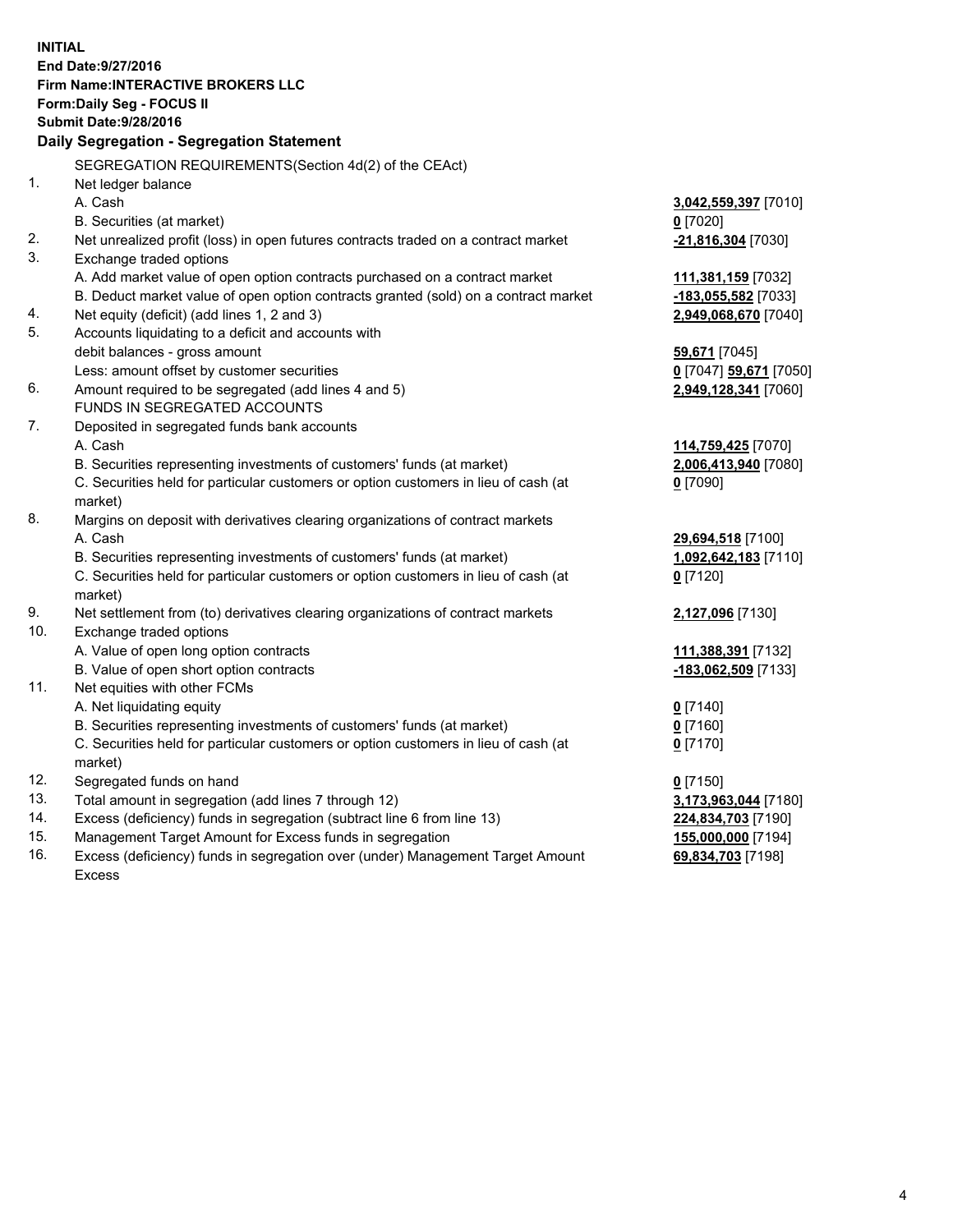**INITIAL**
**End Date:9/27/2016**
**Firm Name:INTERACTIVE BROKERS LLC**
**Form:Daily Seg - FOCUS II**
**Submit Date:9/28/2016**

**Daily Segregation - Segregation Statement**

| | | |
|---|---|---|
| | SEGREGATION REQUIREMENTS(Section 4d(2) of the CEAct) | |
| 1. | Net ledger balance | |
| | A. Cash | **3,042,559,397** [7010] |
| | B. Securities (at market) | **0** [7020] |
| 2. | Net unrealized profit (loss) in open futures contracts traded on a contract market | **-21,816,304** [7030] |
| 3. | Exchange traded options | |
| | A. Add market value of open option contracts purchased on a contract market | **111,381,159** [7032] |
| | B. Deduct market value of open option contracts granted (sold) on a contract market | **-183,055,582** [7033] |
| 4. | Net equity (deficit) (add lines 1, 2 and 3) | **2,949,068,670** [7040] |
| 5. | Accounts liquidating to a deficit and accounts with debit balances - gross amount | **59,671** [7045] |
| | Less: amount offset by customer securities | **0** [7047] **59,671** [7050] |
| 6. | Amount required to be segregated (add lines 4 and 5) | **2,949,128,341** [7060] |
| | FUNDS IN SEGREGATED ACCOUNTS | |
| 7. | Deposited in segregated funds bank accounts | |
| | A. Cash | **114,759,425** [7070] |
| | B. Securities representing investments of customers' funds (at market) | **2,006,413,940** [7080] |
| | C. Securities held for particular customers or option customers in lieu of cash (at market) | **0** [7090] |
| 8. | Margins on deposit with derivatives clearing organizations of contract markets | |
| | A. Cash | **29,694,518** [7100] |
| | B. Securities representing investments of customers' funds (at market) | **1,092,642,183** [7110] |
| | C. Securities held for particular customers or option customers in lieu of cash (at market) | **0** [7120] |
| 9. | Net settlement from (to) derivatives clearing organizations of contract markets | **2,127,096** [7130] |
| 10. | Exchange traded options | |
| | A. Value of open long option contracts | **111,388,391** [7132] |
| | B. Value of open short option contracts | **-183,062,509** [7133] |
| 11. | Net equities with other FCMs | |
| | A. Net liquidating equity | **0** [7140] |
| | B. Securities representing investments of customers' funds (at market) | **0** [7160] |
| | C. Securities held for particular customers or option customers in lieu of cash (at market) | **0** [7170] |
| 12. | Segregated funds on hand | **0** [7150] |
| 13. | Total amount in segregation (add lines 7 through 12) | **3,173,963,044** [7180] |
| 14. | Excess (deficiency) funds in segregation (subtract line 6 from line 13) | **224,834,703** [7190] |
| 15. | Management Target Amount for Excess funds in segregation | **155,000,000** [7194] |
| 16. | Excess (deficiency) funds in segregation over (under) Management Target Amount Excess | **69,834,703** [7198] |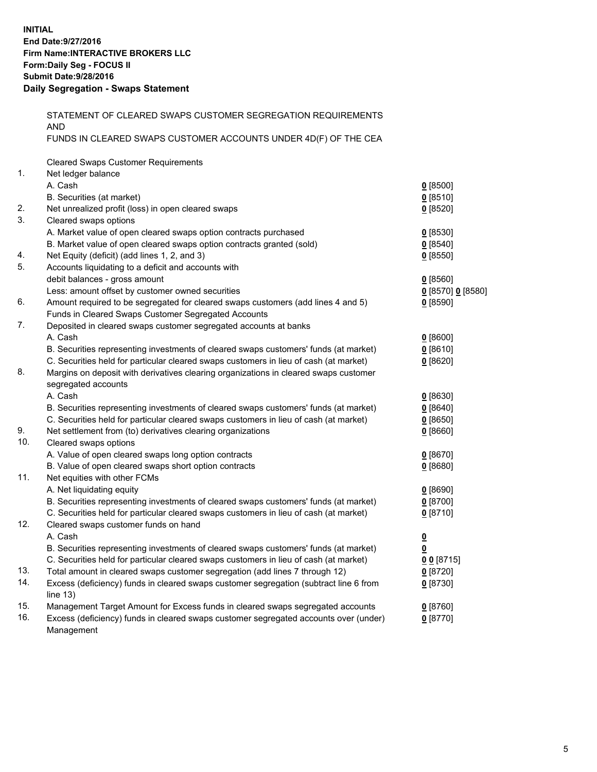**INITIAL**
**End Date:9/27/2016**
**Firm Name:INTERACTIVE BROKERS LLC**
**Form:Daily Seg - FOCUS II**
**Submit Date:9/28/2016**
**Daily Segregation - Swaps Statement**

STATEMENT OF CLEARED SWAPS CUSTOMER SEGREGATION REQUIREMENTS
AND
FUNDS IN CLEARED SWAPS CUSTOMER ACCOUNTS UNDER 4D(F) OF THE CEA

| | | |
|---|---|---|
| | Cleared Swaps Customer Requirements | |
| 1. | Net ledger balance | |
| | A. Cash | 0 [8500] |
| | B. Securities (at market) | 0 [8510] |
| 2. | Net unrealized profit (loss) in open cleared swaps | 0 [8520] |
| 3. | Cleared swaps options | |
| | A. Market value of open cleared swaps option contracts purchased | 0 [8530] |
| | B. Market value of open cleared swaps option contracts granted (sold) | 0 [8540] |
| 4. | Net Equity (deficit) (add lines 1, 2, and 3) | 0 [8550] |
| 5. | Accounts liquidating to a deficit and accounts with | |
| | debit balances - gross amount | 0 [8560] |
| | Less: amount offset by customer owned securities | 0 [8570] 0 [8580] |
| 6. | Amount required to be segregated for cleared swaps customers (add lines 4 and 5) | 0 [8590] |
| | Funds in Cleared Swaps Customer Segregated Accounts | |
| 7. | Deposited in cleared swaps customer segregated accounts at banks | |
| | A. Cash | 0 [8600] |
| | B. Securities representing investments of cleared swaps customers' funds (at market) | 0 [8610] |
| | C. Securities held for particular cleared swaps customers in lieu of cash (at market) | 0 [8620] |
| 8. | Margins on deposit with derivatives clearing organizations in cleared swaps customer segregated accounts | |
| | A. Cash | 0 [8630] |
| | B. Securities representing investments of cleared swaps customers' funds (at market) | 0 [8640] |
| | C. Securities held for particular cleared swaps customers in lieu of cash (at market) | 0 [8650] |
| 9. | Net settlement from (to) derivatives clearing organizations | 0 [8660] |
| 10. | Cleared swaps options | |
| | A. Value of open cleared swaps long option contracts | 0 [8670] |
| | B. Value of open cleared swaps short option contracts | 0 [8680] |
| 11. | Net equities with other FCMs | |
| | A. Net liquidating equity | 0 [8690] |
| | B. Securities representing investments of cleared swaps customers' funds (at market) | 0 [8700] |
| | C. Securities held for particular cleared swaps customers in lieu of cash (at market) | 0 [8710] |
| 12. | Cleared swaps customer funds on hand | |
| | A. Cash | 0 |
| | B. Securities representing investments of cleared swaps customers' funds (at market) | 0 |
| | C. Securities held for particular cleared swaps customers in lieu of cash (at market) | 0 0 [8715] |
| 13. | Total amount in cleared swaps customer segregation (add lines 7 through 12) | 0 [8720] |
| 14. | Excess (deficiency) funds in cleared swaps customer segregation (subtract line 6 from line 13) | 0 [8730] |
| 15. | Management Target Amount for Excess funds in cleared swaps segregated accounts | 0 [8760] |
| 16. | Excess (deficiency) funds in cleared swaps customer segregated accounts over (under) Management | 0 [8770] |